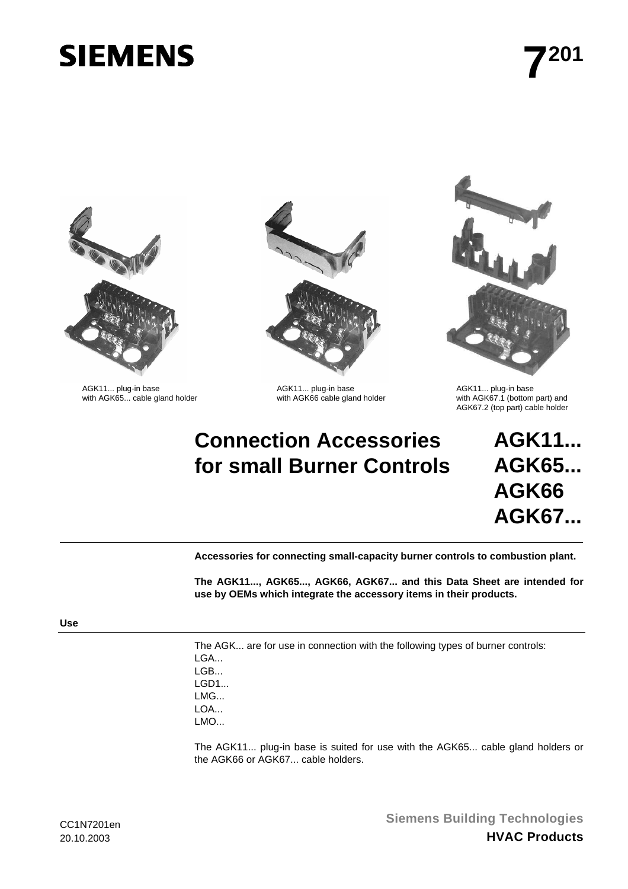SIEMENS

# 7[201]

AGK11... plug-in base
with AGK65... cable gland holder

AGK11... plug-in base
with AGK66 cable gland holder

AGK11... plug-in base
with AGK67.1 (bottom part) and
AGK67.2 (top part) cable holder

# Connection Accessories for small Burner Controls

# AGK11... AGK65... AGK66 AGK67...

**Accessories for connecting small-capacity burner controls to combustion plant.**

**The AGK11..., AGK65..., AGK66, AGK67... and this Data Sheet are intended for use by OEMs which integrate the accessory items in their products.**

## Use

The AGK... are for use in connection with the following types of burner controls:
LGA...
LGB...
LGD1...
LMG...
LOA...
LMO...

The AGK11... plug-in base is suited for use with the AGK65... cable gland holders or the AGK66 or AGK67... cable holders.

CC1N7201en
20.10.2003

Siemens Building Technologies
**HVAC Products**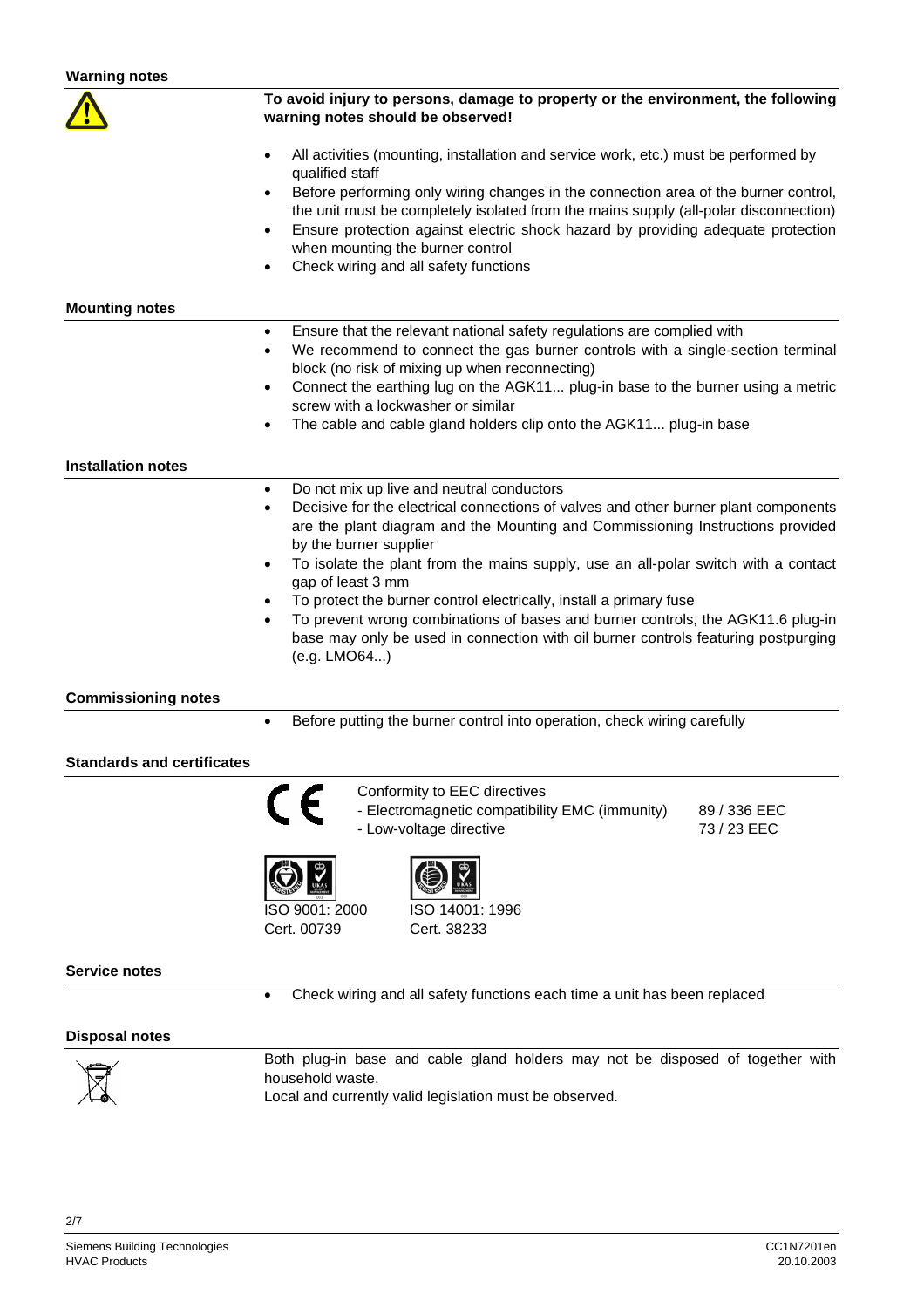## Warning notes

**To avoid injury to persons, damage to property or the environment, the following warning notes should be observed!**

- All activities (mounting, installation and service work, etc.) must be performed by qualified staff
- Before performing only wiring changes in the connection area of the burner control, the unit must be completely isolated from the mains supply (all-polar disconnection)
- Ensure protection against electric shock hazard by providing adequate protection when mounting the burner control
- Check wiring and all safety functions

## Mounting notes

- Ensure that the relevant national safety regulations are complied with
- We recommend to connect the gas burner controls with a single-section terminal block (no risk of mixing up when reconnecting)
- Connect the earthing lug on the AGK11... plug-in base to the burner using a metric screw with a lockwasher or similar
- The cable and cable gland holders clip onto the AGK11... plug-in base

## Installation notes

- Do not mix up live and neutral conductors
- Decisive for the electrical connections of valves and other burner plant components are the plant diagram and the Mounting and Commissioning Instructions provided by the burner supplier
- To isolate the plant from the mains supply, use an all-polar switch with a contact gap of least 3 mm
- To protect the burner control electrically, install a primary fuse
- To prevent wrong combinations of bases and burner controls, the AGK11.6 plug-in base may only be used in connection with oil burner controls featuring postpurging (e.g. LMO64...)

## Commissioning notes

- Before putting the burner control into operation, check wiring carefully

## Standards and certificates

Conformity to EEC directives

| | |
|---|---|
| - Electromagnetic compatibility EMC (immunity) | 89 / 336 EEC |
| - Low-voltage directive | 73 / 23 EEC |

ISO 9001: 2000
Cert. 00739

ISO 14001: 1996
Cert. 38233

## Service notes

- Check wiring and all safety functions each time a unit has been replaced

## Disposal notes

Both plug-in base and cable gland holders may not be disposed of together with household waste.
Local and currently valid legislation must be observed.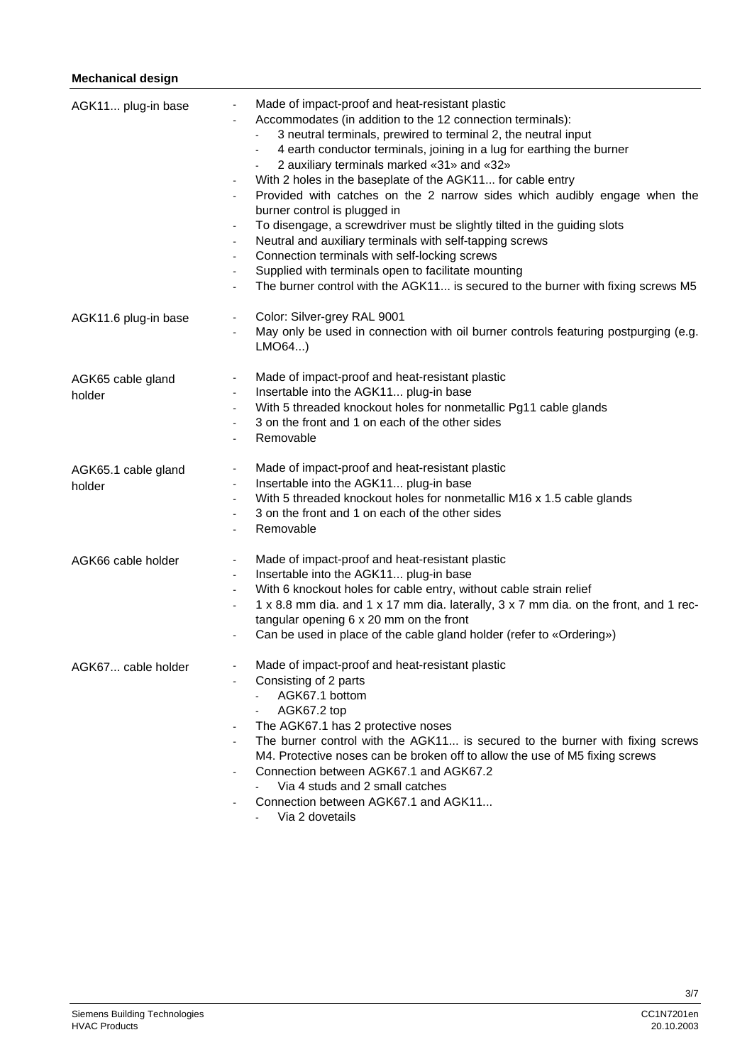## Mechanical design

**AGK11... plug-in base**

- Made of impact-proof and heat-resistant plastic
- Accommodates (in addition to the 12 connection terminals):
  - 3 neutral terminals, prewired to terminal 2, the neutral input
  - 4 earth conductor terminals, joining in a lug for earthing the burner
  - 2 auxiliary terminals marked «31» and «32»
- With 2 holes in the baseplate of the AGK11... for cable entry
- Provided with catches on the 2 narrow sides which audibly engage when the burner control is plugged in
- To disengage, a screwdriver must be slightly tilted in the guiding slots
- Neutral and auxiliary terminals with self-tapping screws
- Connection terminals with self-locking screws
- Supplied with terminals open to facilitate mounting
- The burner control with the AGK11... is secured to the burner with fixing screws M5

**AGK11.6 plug-in base**

- Color: Silver-grey RAL 9001
- May only be used in connection with oil burner controls featuring postpurging (e.g. LMO64...)

**AGK65 cable gland holder**

- Made of impact-proof and heat-resistant plastic
- Insertable into the AGK11... plug-in base
- With 5 threaded knockout holes for nonmetallic Pg11 cable glands
- 3 on the front and 1 on each of the other sides
- Removable

**AGK65.1 cable gland holder**

- Made of impact-proof and heat-resistant plastic
- Insertable into the AGK11... plug-in base
- With 5 threaded knockout holes for nonmetallic M16 x 1.5 cable glands
- 3 on the front and 1 on each of the other sides
- Removable

**AGK66 cable holder**

- Made of impact-proof and heat-resistant plastic
- Insertable into the AGK11... plug-in base
- With 6 knockout holes for cable entry, without cable strain relief
- 1 x 8.8 mm dia. and 1 x 17 mm dia. laterally, 3 x 7 mm dia. on the front, and 1 rectangular opening 6 x 20 mm on the front
- Can be used in place of the cable gland holder (refer to «Ordering»)

**AGK67... cable holder**

- Made of impact-proof and heat-resistant plastic
- Consisting of 2 parts
  - AGK67.1 bottom
  - AGK67.2 top
- The AGK67.1 has 2 protective noses
- The burner control with the AGK11... is secured to the burner with fixing screws M4. Protective noses can be broken off to allow the use of M5 fixing screws
- Connection between AGK67.1 and AGK67.2
  - Via 4 studs and 2 small catches
- Connection between AGK67.1 and AGK11...
  - Via 2 dovetails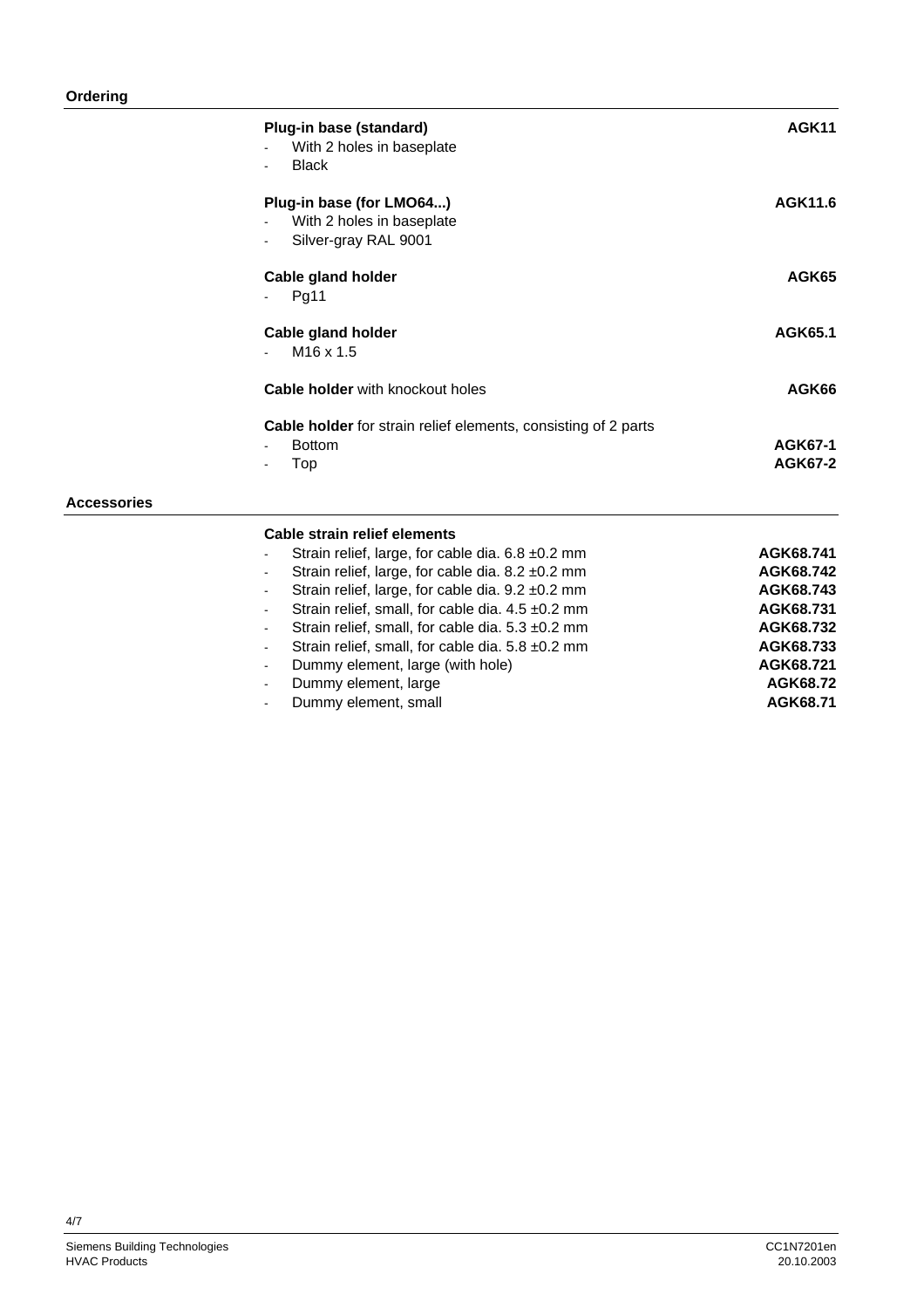## Ordering

**Plug-in base (standard)** — **AGK11**
- With 2 holes in baseplate
- Black

**Plug-in base (for LMO64...)** — **AGK11.6**
- With 2 holes in baseplate
- Silver-gray RAL 9001

**Cable gland holder** — **AGK65**
- Pg11

**Cable gland holder** — **AGK65.1**
- M16 x 1.5

**Cable holder** with knockout holes — **AGK66**

**Cable holder** for strain relief elements, consisting of 2 parts
- Bottom — **AGK67-1**
- Top — **AGK67-2**

## Accessories

**Cable strain relief elements**

| Description | Type |
|---|---|
| Strain relief, large, for cable dia. 6.8 ±0.2 mm | **AGK68.741** |
| Strain relief, large, for cable dia. 8.2 ±0.2 mm | **AGK68.742** |
| Strain relief, large, for cable dia. 9.2 ±0.2 mm | **AGK68.743** |
| Strain relief, small, for cable dia. 4.5 ±0.2 mm | **AGK68.731** |
| Strain relief, small, for cable dia. 5.3 ±0.2 mm | **AGK68.732** |
| Strain relief, small, for cable dia. 5.8 ±0.2 mm | **AGK68.733** |
| Dummy element, large (with hole) | **AGK68.721** |
| Dummy element, large | **AGK68.72** |
| Dummy element, small | **AGK68.71** |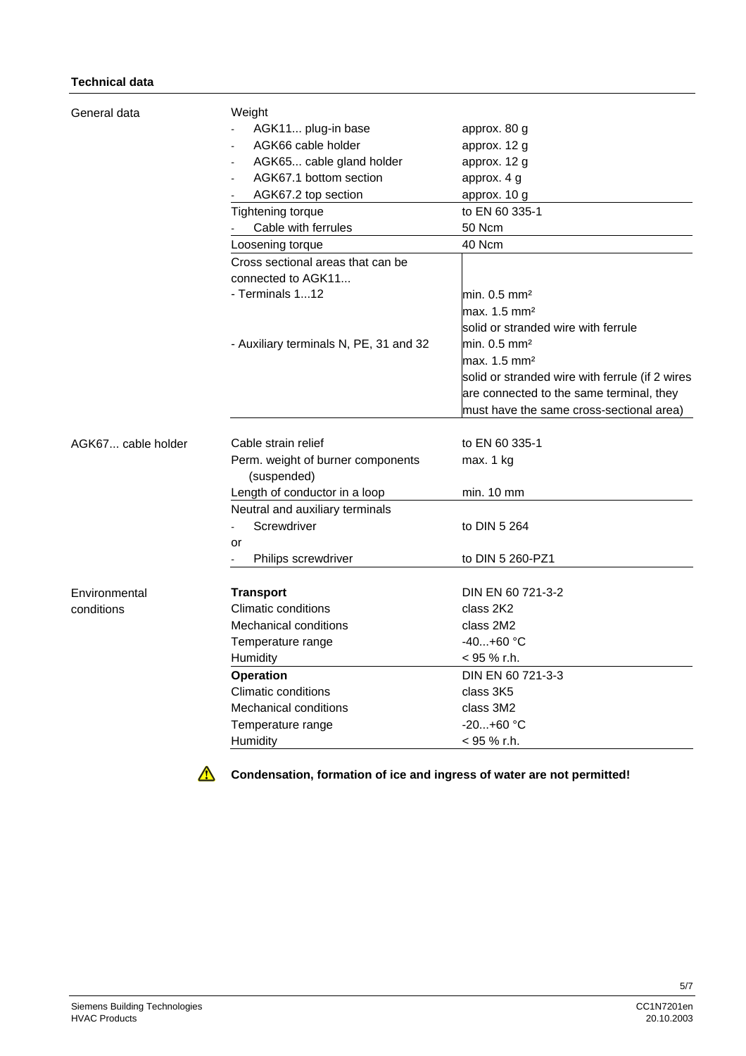**Technical data**

| | | |
|---|---|---|
| General data | Weight | |
| | - AGK11... plug-in base | approx. 80 g |
| | - AGK66 cable holder | approx. 12 g |
| | - AGK65... cable gland holder | approx. 12 g |
| | - AGK67.1 bottom section | approx. 4 g |
| | - AGK67.2 top section | approx. 10 g |
| | Tightening torque | to EN 60 335-1 |
| | - Cable with ferrules | 50 Ncm |
| | Loosening torque | 40 Ncm |
| | Cross sectional areas that can be connected to AGK11... | |
| | - Terminals 1...12 | min. 0.5 mm² |
| | | max. 1.5 mm² |
| | | solid or stranded wire with ferrule |
| | - Auxiliary terminals N, PE, 31 and 32 | min. 0.5 mm² |
| | | max. 1.5 mm² |
| | | solid or stranded wire with ferrule (if 2 wires are connected to the same terminal, they must have the same cross-sectional area) |
| AGK67... cable holder | Cable strain relief | to EN 60 335-1 |
| | Perm. weight of burner components (suspended) | max. 1 kg |
| | Length of conductor in a loop | min. 10 mm |
| | Neutral and auxiliary terminals | |
| | - Screwdriver | to DIN 5 264 |
| | or | |
| | - Philips screwdriver | to DIN 5 260-PZ1 |
| Environmental conditions | **Transport** | DIN EN 60 721-3-2 |
| | Climatic conditions | class 2K2 |
| | Mechanical conditions | class 2M2 |
| | Temperature range | -40...+60 °C |
| | Humidity | < 95 % r.h. |
| | **Operation** | DIN EN 60 721-3-3 |
| | Climatic conditions | class 3K5 |
| | Mechanical conditions | class 3M2 |
| | Temperature range | -20...+60 °C |
| | Humidity | < 95 % r.h. |

⚠ **Condensation, formation of ice and ingress of water are not permitted!**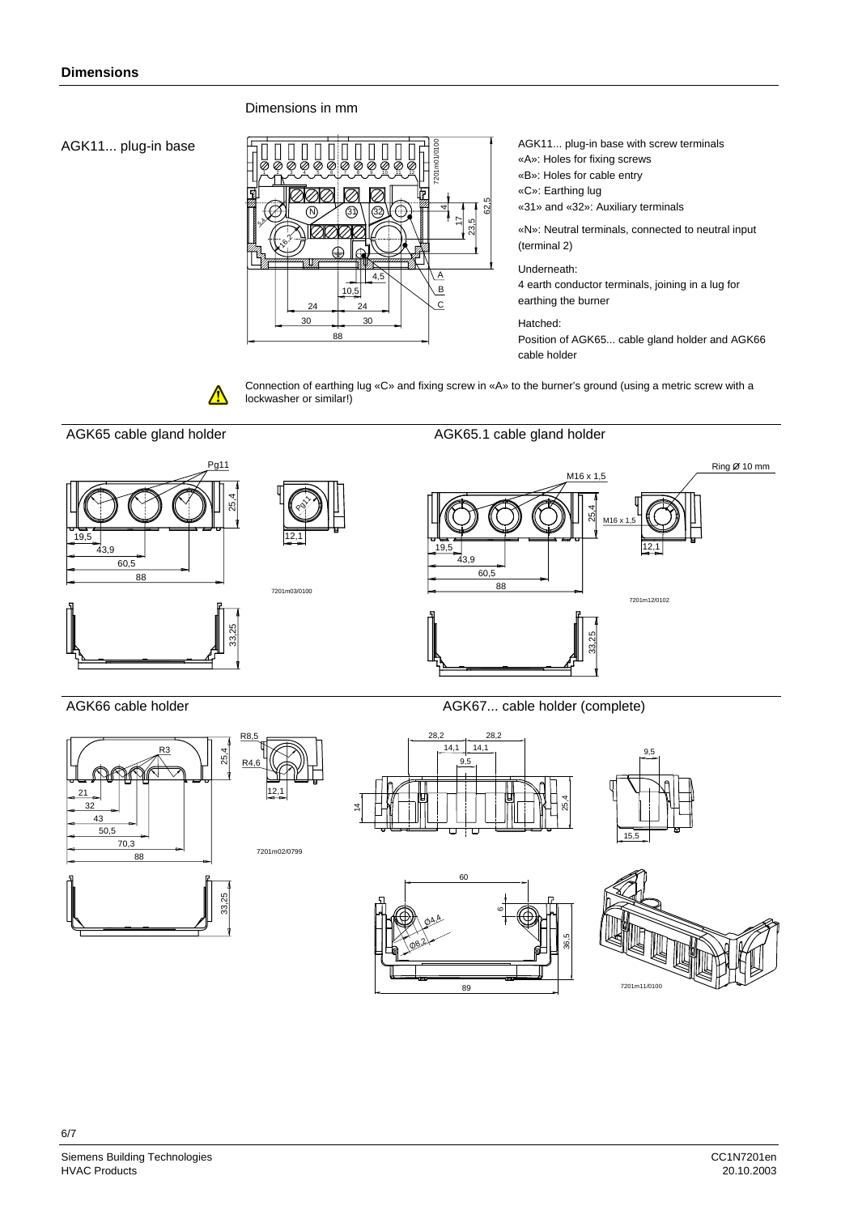## Dimensions

Dimensions in mm

AGK11... plug-in base

AGK11... plug-in base with screw terminals
«A»: Holes for fixing screws
«B»: Holes for cable entry
«C»: Earthing lug
«31» and «32»: Auxiliary terminals

«N»: Neutral terminals, connected to neutral input (terminal 2)

Underneath:
4 earth conductor terminals, joining in a lug for earthing the burner

Hatched:
Position of AGK65... cable gland holder and AGK66 cable holder

Connection of earthing lug «C» and fixing screw in «A» to the burner's ground (using a metric screw with a lockwasher or similar!)

AGK65 cable gland holder

AGK65.1 cable gland holder

AGK66 cable holder

AGK67... cable holder (complete)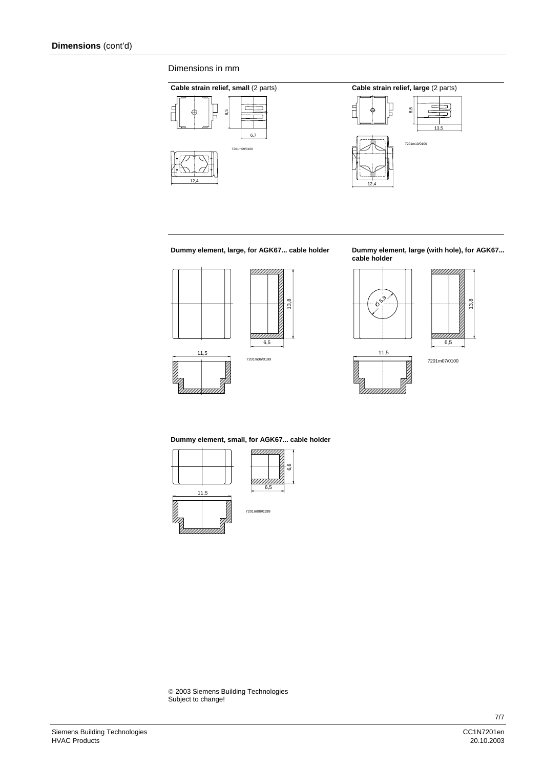## **Dimensions** (cont'd)

Dimensions in mm

**Cable strain relief, small** (2 parts)

8,5

6,7

12,4

7201m09/0100

**Cable strain relief, large** (2 parts)

8,5

13,5

12,4

7201m10/0100

**Dummy element, large, for AGK67... cable holder**

13,8

6,5

11,5

7201m06/0199

**Dummy element, large (with hole), for AGK67... cable holder**

Ø 5,8

13,8

6,5

11,5

7201m07/0100

**Dummy element, small, for AGK67... cable holder**

6,8

6,5

11,5

7201m08/0199

© 2003 Siemens Building Technologies
Subject to change!